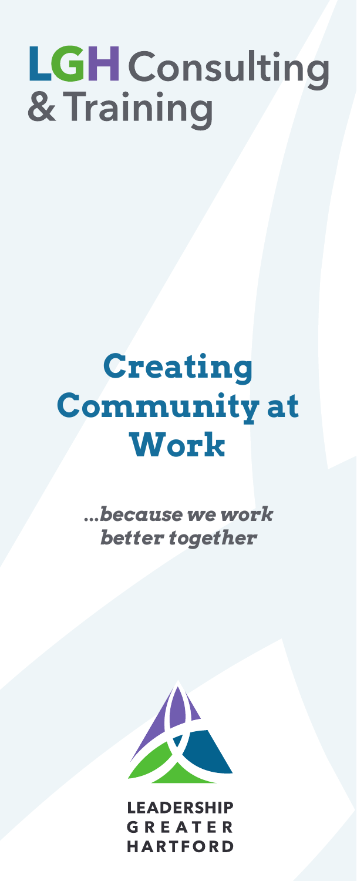# LGH Consulting & Training

## Creating Community at Work

***...because we work better together***

LEADERSHIP GREATER HARTFORD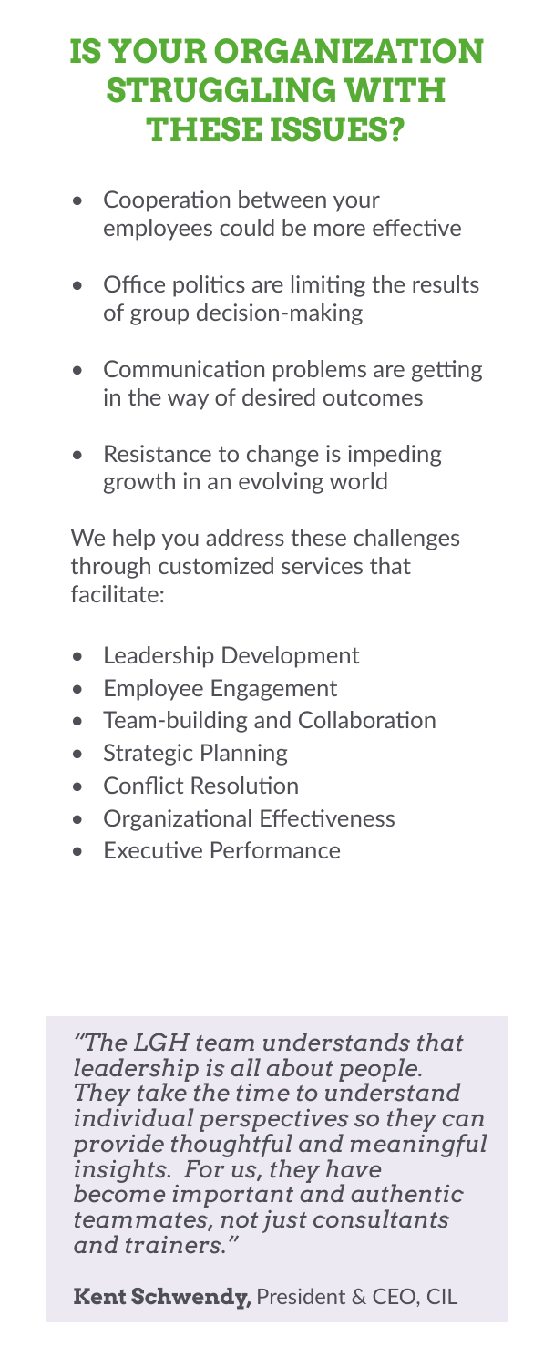# IS YOUR ORGANIZATION STRUGGLING WITH THESE ISSUES?

- Cooperation between your employees could be more effective
- Office politics are limiting the results of group decision-making
- Communication problems are getting in the way of desired outcomes
- Resistance to change is impeding growth in an evolving world

We help you address these challenges through customized services that facilitate:

- Leadership Development
- Employee Engagement
- Team-building and Collaboration
- Strategic Planning
- Conflict Resolution
- Organizational Effectiveness
- Executive Performance

*"The LGH team understands that leadership is all about people. They take the time to understand individual perspectives so they can provide thoughtful and meaningful insights. For us, they have become important and authentic teammates, not just consultants and trainers."*

**Kent Schwendy,** President & CEO, CIL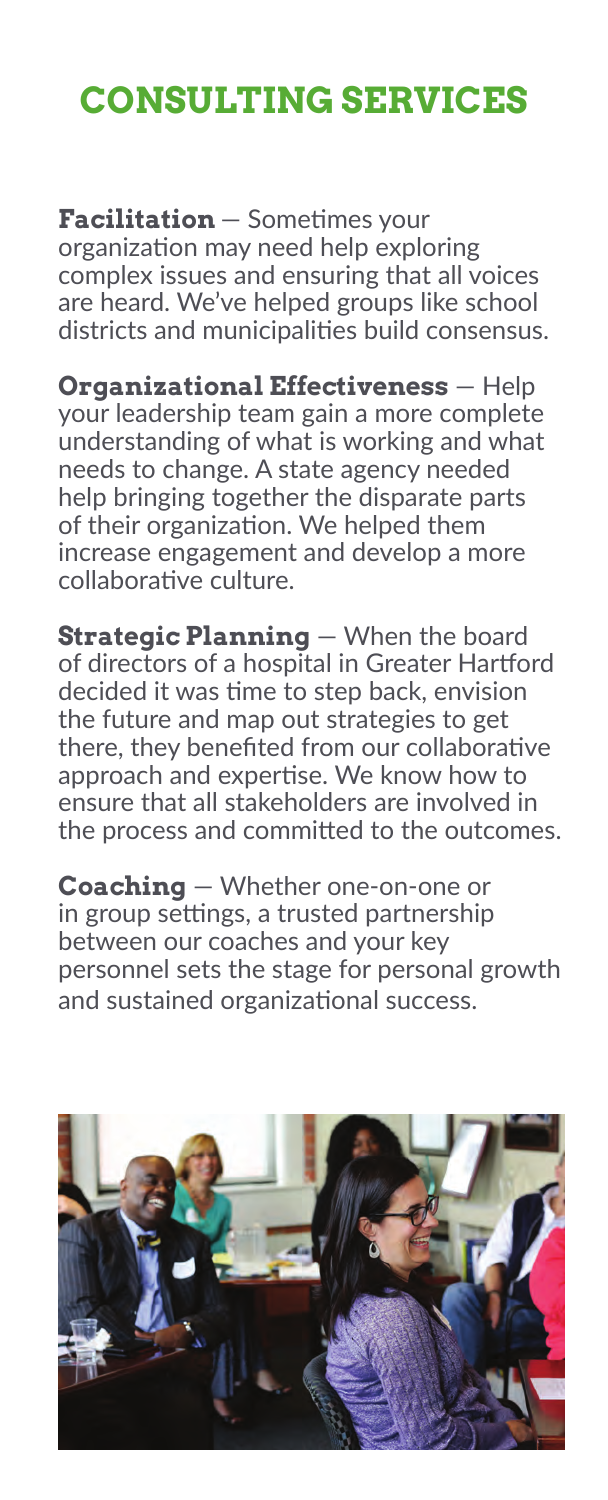# CONSULTING SERVICES

**Facilitation** — Sometimes your organization may need help exploring complex issues and ensuring that all voices are heard. We've helped groups like school districts and municipalities build consensus.

**Organizational Effectiveness** — Help your leadership team gain a more complete understanding of what is working and what needs to change. A state agency needed help bringing together the disparate parts of their organization. We helped them increase engagement and develop a more collaborative culture.

**Strategic Planning** — When the board of directors of a hospital in Greater Hartford decided it was time to step back, envision the future and map out strategies to get there, they benefited from our collaborative approach and expertise. We know how to ensure that all stakeholders are involved in the process and committed to the outcomes.

**Coaching** — Whether one-on-one or in group settings, a trusted partnership between our coaches and your key personnel sets the stage for personal growth and sustained organizational success.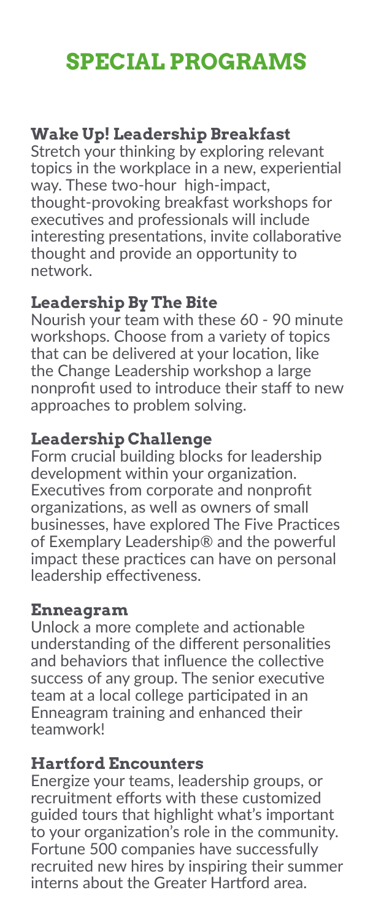# SPECIAL PROGRAMS

## Wake Up! Leadership Breakfast

Stretch your thinking by exploring relevant topics in the workplace in a new, experiential way. These two-hour high-impact, thought-provoking breakfast workshops for executives and professionals will include interesting presentations, invite collaborative thought and provide an opportunity to network.

## Leadership By The Bite

Nourish your team with these 60 - 90 minute workshops. Choose from a variety of topics that can be delivered at your location, like the Change Leadership workshop a large nonprofit used to introduce their staff to new approaches to problem solving.

## Leadership Challenge

Form crucial building blocks for leadership development within your organization. Executives from corporate and nonprofit organizations, as well as owners of small businesses, have explored The Five Practices of Exemplary Leadership® and the powerful impact these practices can have on personal leadership effectiveness.

## Enneagram

Unlock a more complete and actionable understanding of the different personalities and behaviors that influence the collective success of any group. The senior executive team at a local college participated in an Enneagram training and enhanced their teamwork!

## Hartford Encounters

Energize your teams, leadership groups, or recruitment efforts with these customized guided tours that highlight what's important to your organization's role in the community. Fortune 500 companies have successfully recruited new hires by inspiring their summer interns about the Greater Hartford area.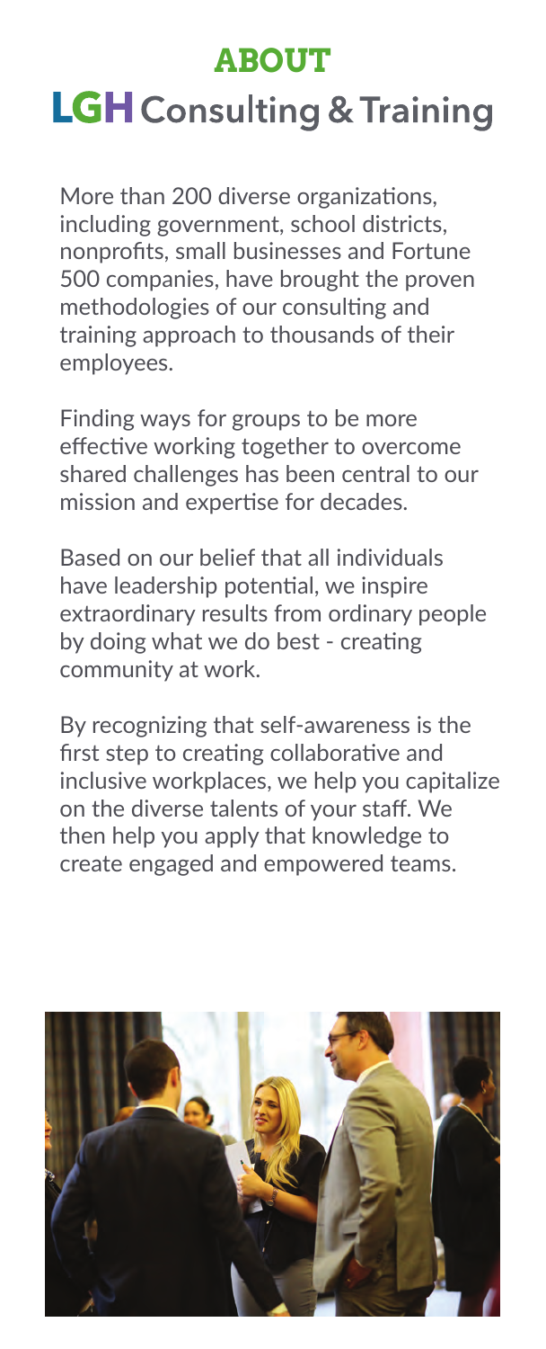# ABOUT

## LGH Consulting & Training

More than 200 diverse organizations, including government, school districts, nonprofits, small businesses and Fortune 500 companies, have brought the proven methodologies of our consulting and training approach to thousands of their employees.

Finding ways for groups to be more effective working together to overcome shared challenges has been central to our mission and expertise for decades.

Based on our belief that all individuals have leadership potential, we inspire extraordinary results from ordinary people by doing what we do best - creating community at work.

By recognizing that self-awareness is the first step to creating collaborative and inclusive workplaces, we help you capitalize on the diverse talents of your staff. We then help you apply that knowledge to create engaged and empowered teams.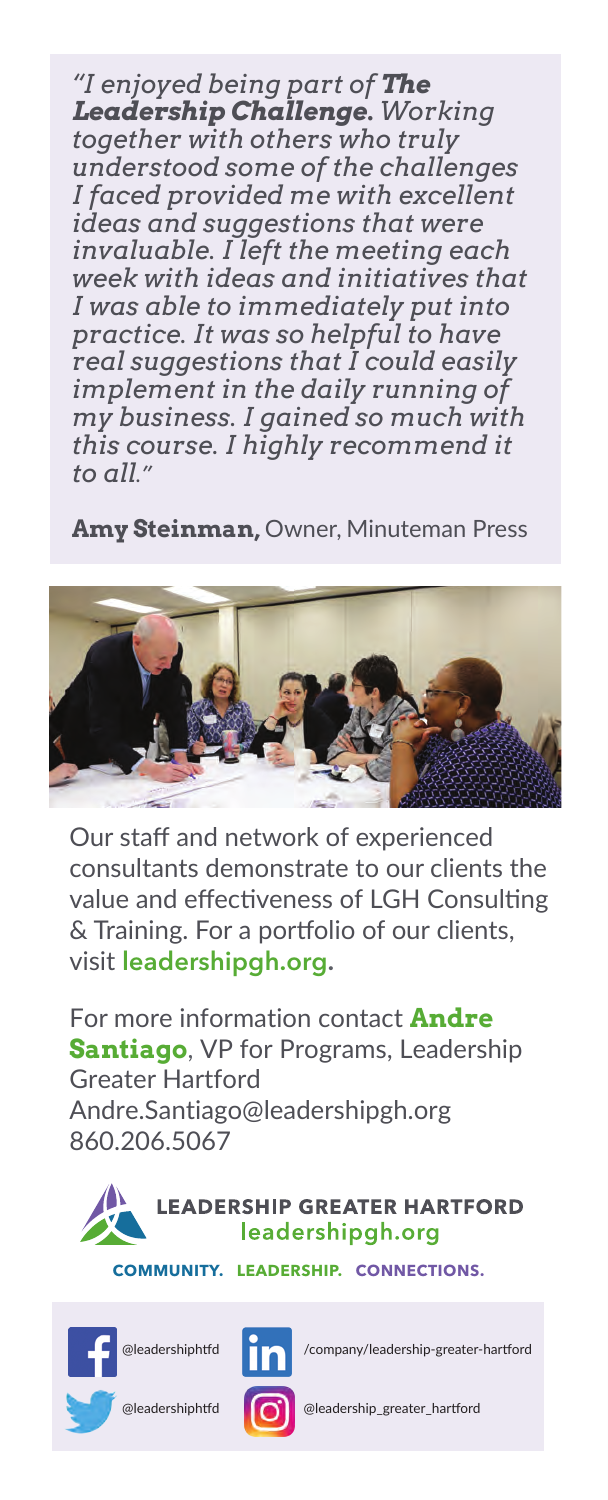*"I enjoyed being part of **The Leadership Challenge.** Working together with others who truly understood some of the challenges I faced provided me with excellent ideas and suggestions that were invaluable. I left the meeting each week with ideas and initiatives that I was able to immediately put into practice. It was so helpful to have real suggestions that I could easily implement in the daily running of my business. I gained so much with this course. I highly recommend it to all."*

**Amy Steinman,** Owner, Minuteman Press

Our staff and network of experienced consultants demonstrate to our clients the value and effectiveness of LGH Consulting & Training. For a portfolio of our clients, visit **leadershipgh.org.**

For more information contact **Andre Santiago**, VP for Programs, Leadership Greater Hartford
Andre.Santiago@leadershipgh.org
860.206.5067

**LEADERSHIP GREATER HARTFORD**
leadershipgh.org

**COMMUNITY. LEADERSHIP. CONNECTIONS.**

@leadershiphtfd

/company/leadership-greater-hartford

@leadershiphtfd

@leadership_greater_hartford